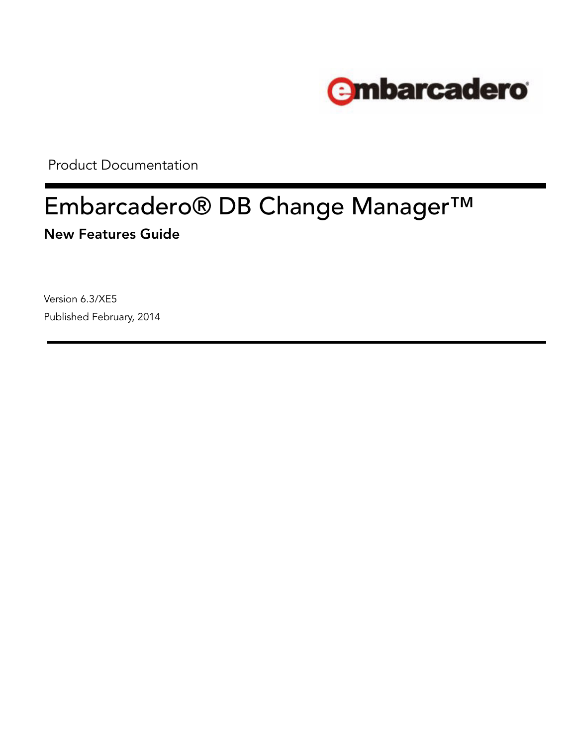embarcadero

Product Documentation

# Embarcadero® DB Change Manager™

## New Features Guide

Version 6.3/XE5

Published February, 2014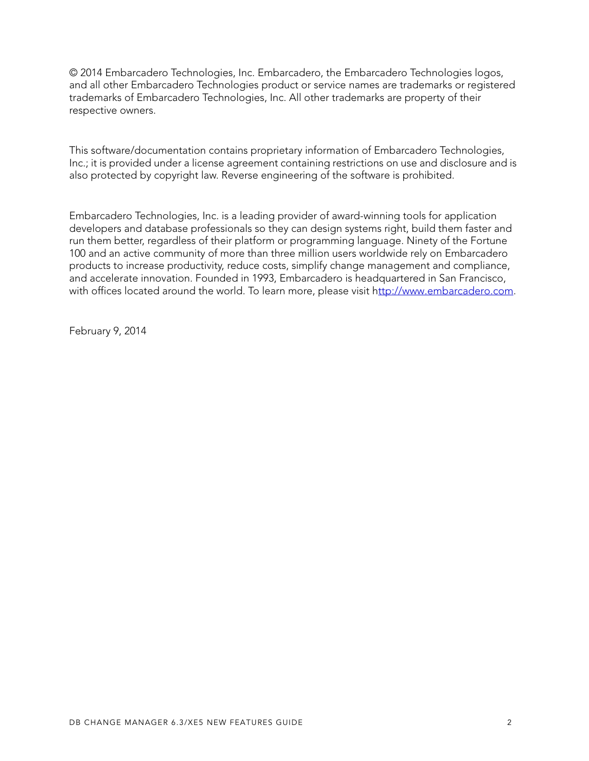© 2014 Embarcadero Technologies, Inc. Embarcadero, the Embarcadero Technologies logos, and all other Embarcadero Technologies product or service names are trademarks or registered trademarks of Embarcadero Technologies, Inc. All other trademarks are property of their respective owners.

This software/documentation contains proprietary information of Embarcadero Technologies, Inc.; it is provided under a license agreement containing restrictions on use and disclosure and is also protected by copyright law. Reverse engineering of the software is prohibited.

Embarcadero Technologies, Inc. is a leading provider of award-winning tools for application developers and database professionals so they can design systems right, build them faster and run them better, regardless of their platform or programming language. Ninety of the Fortune 100 and an active community of more than three million users worldwide rely on Embarcadero products to increase productivity, reduce costs, simplify change management and compliance, and accelerate innovation. Founded in 1993, Embarcadero is headquartered in San Francisco, with offices located around the world. To learn more, please visit http://www.embarcadero.com.

February 9, 2014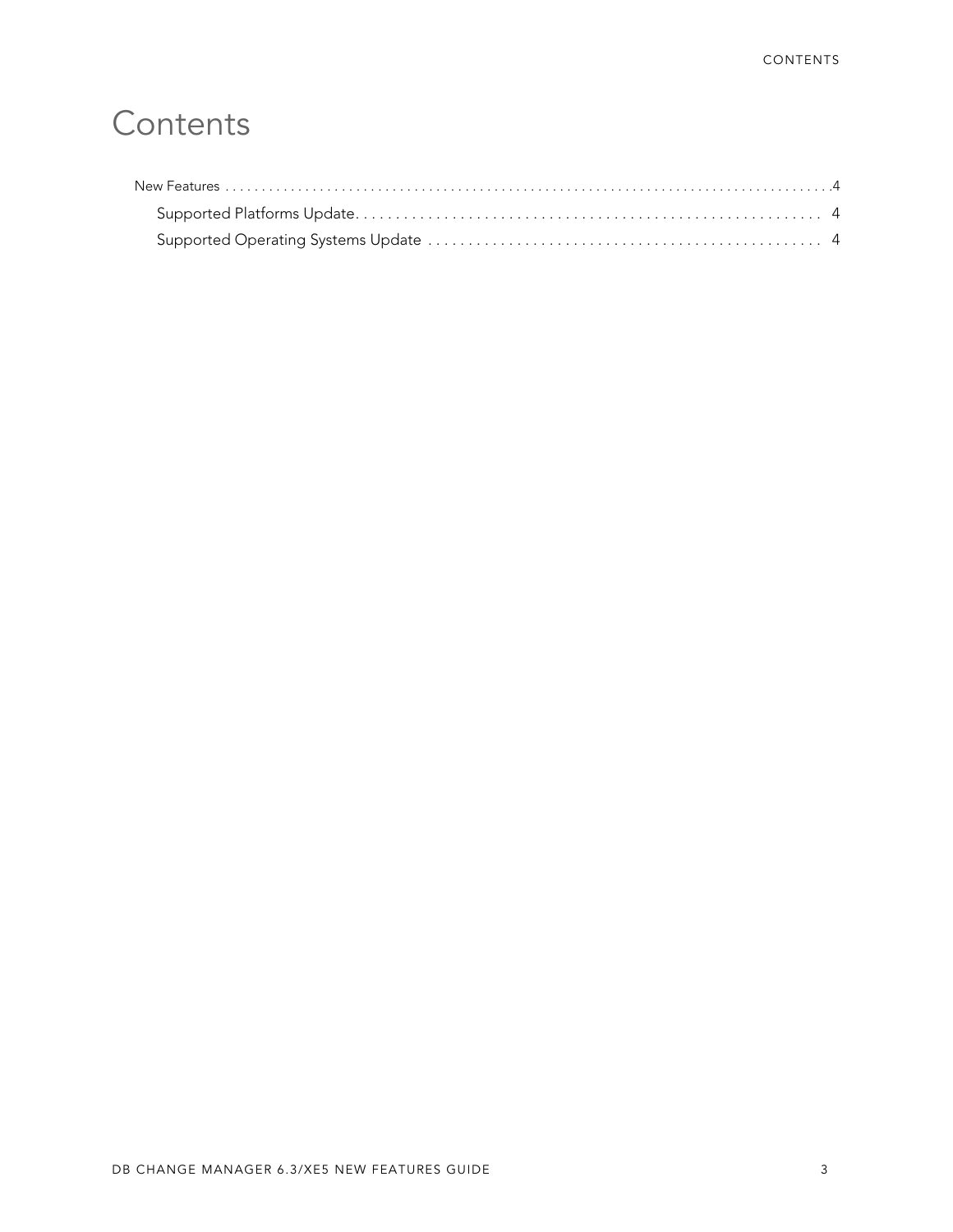# Contents

New Features . . . . . . . . . . . . . . . . . . . . . . . . . . . . . . . . . . . . . . . . . . . . . . . . . . . . . . . . . . . . . . . . . . . . . . . . . . . . . . . . 4

- Supported Platforms Update. . . . . . . . . . . . . . . . . . . . . . . . . . . . . . . . . . . . . . . . . . . . . . . . . . . . . . . . . 4
- Supported Operating Systems Update . . . . . . . . . . . . . . . . . . . . . . . . . . . . . . . . . . . . . . . . . . . . . . . . 4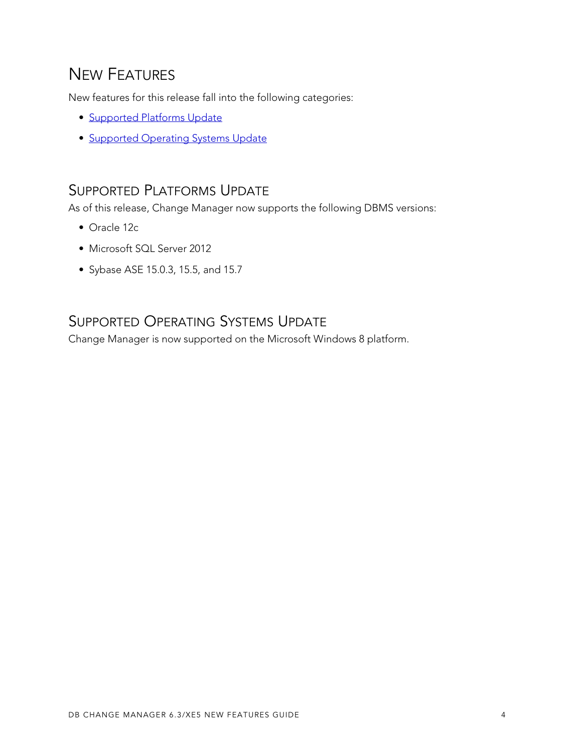# NEW FEATURES

New features for this release fall into the following categories:

- Supported Platforms Update
- Supported Operating Systems Update

## SUPPORTED PLATFORMS UPDATE

As of this release, Change Manager now supports the following DBMS versions:

- Oracle 12c
- Microsoft SQL Server 2012
- Sybase ASE 15.0.3, 15.5, and 15.7

## SUPPORTED OPERATING SYSTEMS UPDATE

Change Manager is now supported on the Microsoft Windows 8 platform.